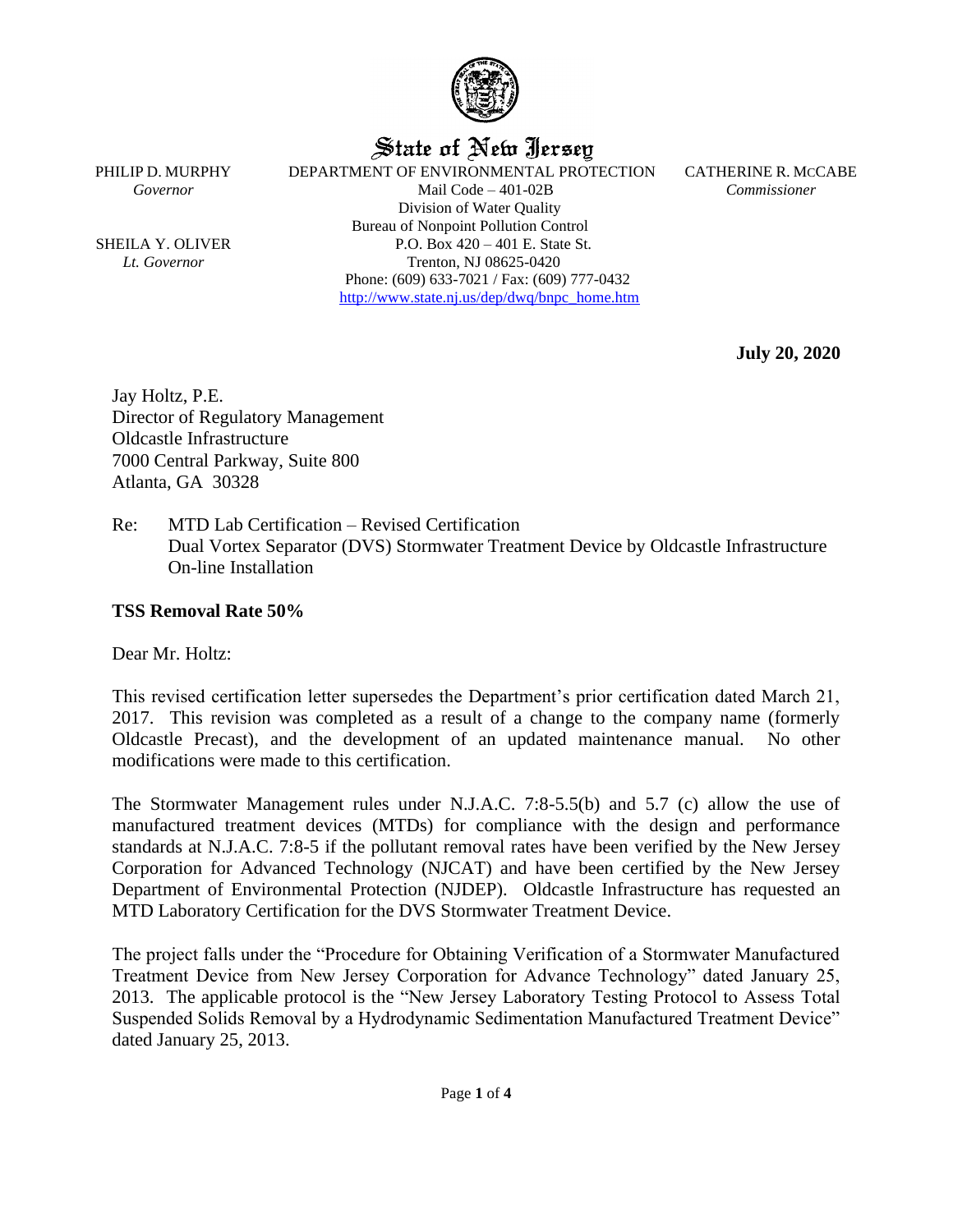# State of New Jersey

PHILIP D. MURPHY
*Governor*

SHEILA Y. OLIVER
*Lt. Governor*

DEPARTMENT OF ENVIRONMENTAL PROTECTION
Mail Code – 401-02B
Division of Water Quality
Bureau of Nonpoint Pollution Control
P.O. Box 420 – 401 E. State St.
Trenton, NJ 08625-0420
Phone: (609) 633-7021 / Fax: (609) 777-0432
http://www.state.nj.us/dep/dwq/bnpc_home.htm

CATHERINE R. MCCABE
*Commissioner*

**July 20, 2020**

Jay Holtz, P.E.
Director of Regulatory Management
Oldcastle Infrastructure
7000 Central Parkway, Suite 800
Atlanta, GA 30328

Re: MTD Lab Certification – Revised Certification
Dual Vortex Separator (DVS) Stormwater Treatment Device by Oldcastle Infrastructure
On-line Installation

**TSS Removal Rate 50%**

Dear Mr. Holtz:

This revised certification letter supersedes the Department's prior certification dated March 21, 2017. This revision was completed as a result of a change to the company name (formerly Oldcastle Precast), and the development of an updated maintenance manual. No other modifications were made to this certification.

The Stormwater Management rules under N.J.A.C. 7:8-5.5(b) and 5.7 (c) allow the use of manufactured treatment devices (MTDs) for compliance with the design and performance standards at N.J.A.C. 7:8-5 if the pollutant removal rates have been verified by the New Jersey Corporation for Advanced Technology (NJCAT) and have been certified by the New Jersey Department of Environmental Protection (NJDEP). Oldcastle Infrastructure has requested an MTD Laboratory Certification for the DVS Stormwater Treatment Device.

The project falls under the "Procedure for Obtaining Verification of a Stormwater Manufactured Treatment Device from New Jersey Corporation for Advance Technology" dated January 25, 2013. The applicable protocol is the "New Jersey Laboratory Testing Protocol to Assess Total Suspended Solids Removal by a Hydrodynamic Sedimentation Manufactured Treatment Device" dated January 25, 2013.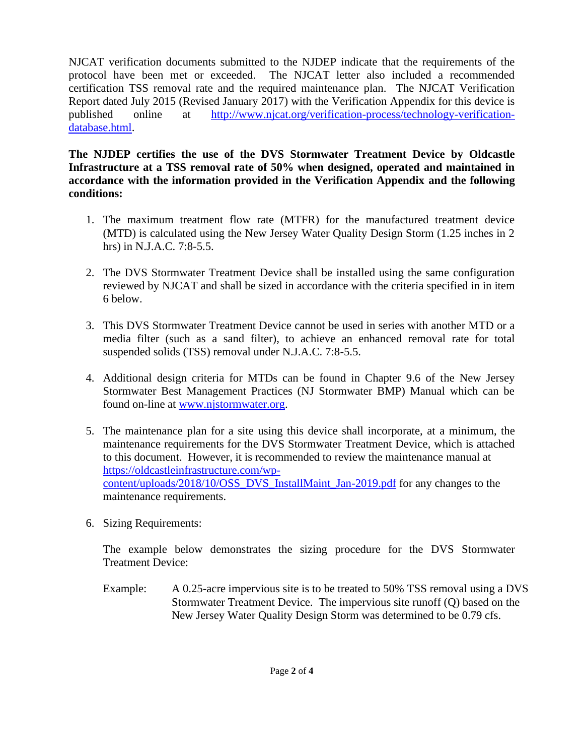NJCAT verification documents submitted to the NJDEP indicate that the requirements of the protocol have been met or exceeded. The NJCAT letter also included a recommended certification TSS removal rate and the required maintenance plan. The NJCAT Verification Report dated July 2015 (Revised January 2017) with the Verification Appendix for this device is published online at [http://www.njcat.org/verification-process/technology-verification-database.html](http://www.njcat.org/verification-process/technology-verification-database.html).

**The NJDEP certifies the use of the DVS Stormwater Treatment Device by Oldcastle Infrastructure at a TSS removal rate of 50% when designed, operated and maintained in accordance with the information provided in the Verification Appendix and the following conditions:**

1. The maximum treatment flow rate (MTFR) for the manufactured treatment device (MTD) is calculated using the New Jersey Water Quality Design Storm (1.25 inches in 2 hrs) in N.J.A.C. 7:8-5.5.

2. The DVS Stormwater Treatment Device shall be installed using the same configuration reviewed by NJCAT and shall be sized in accordance with the criteria specified in in item 6 below.

3. This DVS Stormwater Treatment Device cannot be used in series with another MTD or a media filter (such as a sand filter), to achieve an enhanced removal rate for total suspended solids (TSS) removal under N.J.A.C. 7:8-5.5.

4. Additional design criteria for MTDs can be found in Chapter 9.6 of the New Jersey Stormwater Best Management Practices (NJ Stormwater BMP) Manual which can be found on-line at [www.njstormwater.org](www.njstormwater.org).

5. The maintenance plan for a site using this device shall incorporate, at a minimum, the maintenance requirements for the DVS Stormwater Treatment Device, which is attached to this document. However, it is recommended to review the maintenance manual at [https://oldcastleinfrastructure.com/wp-content/uploads/2018/10/OSS_DVS_InstallMaint_Jan-2019.pdf](https://oldcastleinfrastructure.com/wp-content/uploads/2018/10/OSS_DVS_InstallMaint_Jan-2019.pdf) for any changes to the maintenance requirements.

6. Sizing Requirements:

   The example below demonstrates the sizing procedure for the DVS Stormwater Treatment Device:

   Example: A 0.25-acre impervious site is to be treated to 50% TSS removal using a DVS Stormwater Treatment Device. The impervious site runoff (Q) based on the New Jersey Water Quality Design Storm was determined to be 0.79 cfs.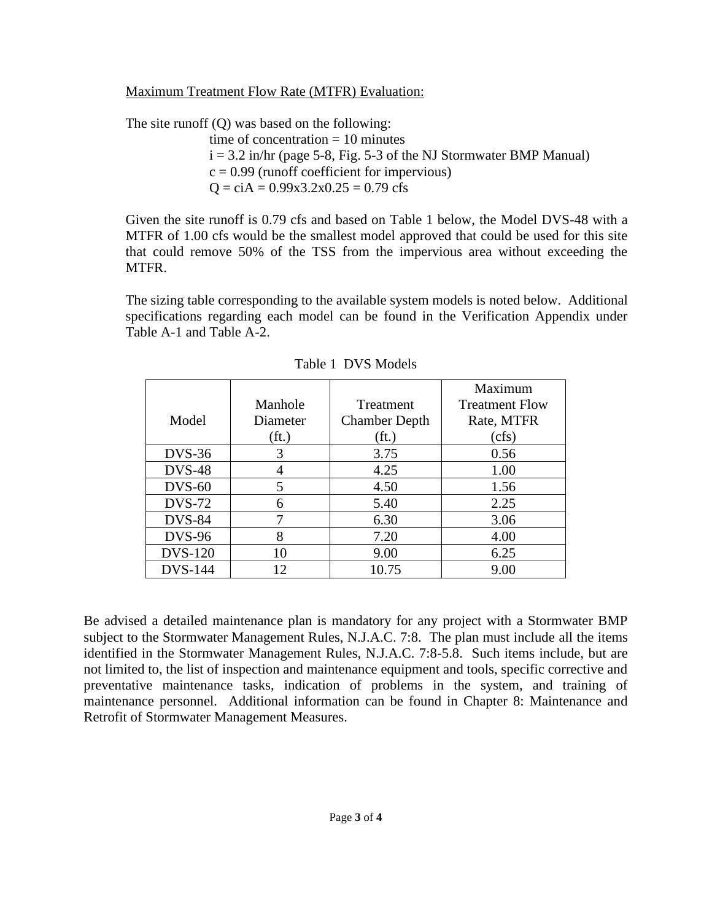Maximum Treatment Flow Rate (MTFR) Evaluation:

The site runoff (Q) was based on the following:

time of concentration = 10 minutes
i = 3.2 in/hr (page 5-8, Fig. 5-3 of the NJ Stormwater BMP Manual)
c = 0.99 (runoff coefficient for impervious)
$Q = ciA = 0.99 \times 3.2 \times 0.25 = 0.79$ cfs

Given the site runoff is 0.79 cfs and based on Table 1 below, the Model DVS-48 with a MTFR of 1.00 cfs would be the smallest model approved that could be used for this site that could remove 50% of the TSS from the impervious area without exceeding the MTFR.

The sizing table corresponding to the available system models is noted below. Additional specifications regarding each model can be found in the Verification Appendix under Table A-1 and Table A-2.

Table 1 DVS Models

| Model | Manhole Diameter (ft.) | Treatment Chamber Depth (ft.) | Maximum Treatment Flow Rate, MTFR (cfs) |
|---|---|---|---|
| DVS-36 | 3 | 3.75 | 0.56 |
| DVS-48 | 4 | 4.25 | 1.00 |
| DVS-60 | 5 | 4.50 | 1.56 |
| DVS-72 | 6 | 5.40 | 2.25 |
| DVS-84 | 7 | 6.30 | 3.06 |
| DVS-96 | 8 | 7.20 | 4.00 |
| DVS-120 | 10 | 9.00 | 6.25 |
| DVS-144 | 12 | 10.75 | 9.00 |

Be advised a detailed maintenance plan is mandatory for any project with a Stormwater BMP subject to the Stormwater Management Rules, N.J.A.C. 7:8. The plan must include all the items identified in the Stormwater Management Rules, N.J.A.C. 7:8-5.8. Such items include, but are not limited to, the list of inspection and maintenance equipment and tools, specific corrective and preventative maintenance tasks, indication of problems in the system, and training of maintenance personnel. Additional information can be found in Chapter 8: Maintenance and Retrofit of Stormwater Management Measures.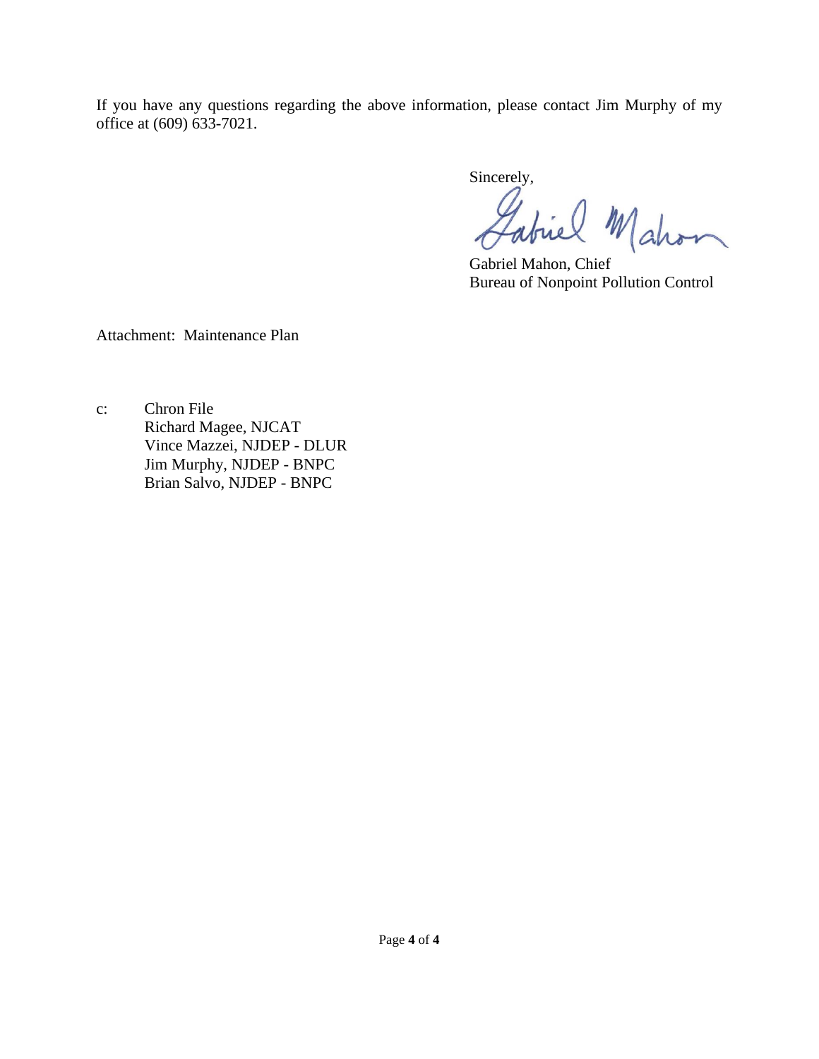If you have any questions regarding the above information, please contact Jim Murphy of my office at (609) 633-7021.

Sincerely,

Gabriel Mahon, Chief
Bureau of Nonpoint Pollution Control

Attachment: Maintenance Plan

c: Chron File
Richard Magee, NJCAT
Vince Mazzei, NJDEP - DLUR
Jim Murphy, NJDEP - BNPC
Brian Salvo, NJDEP - BNPC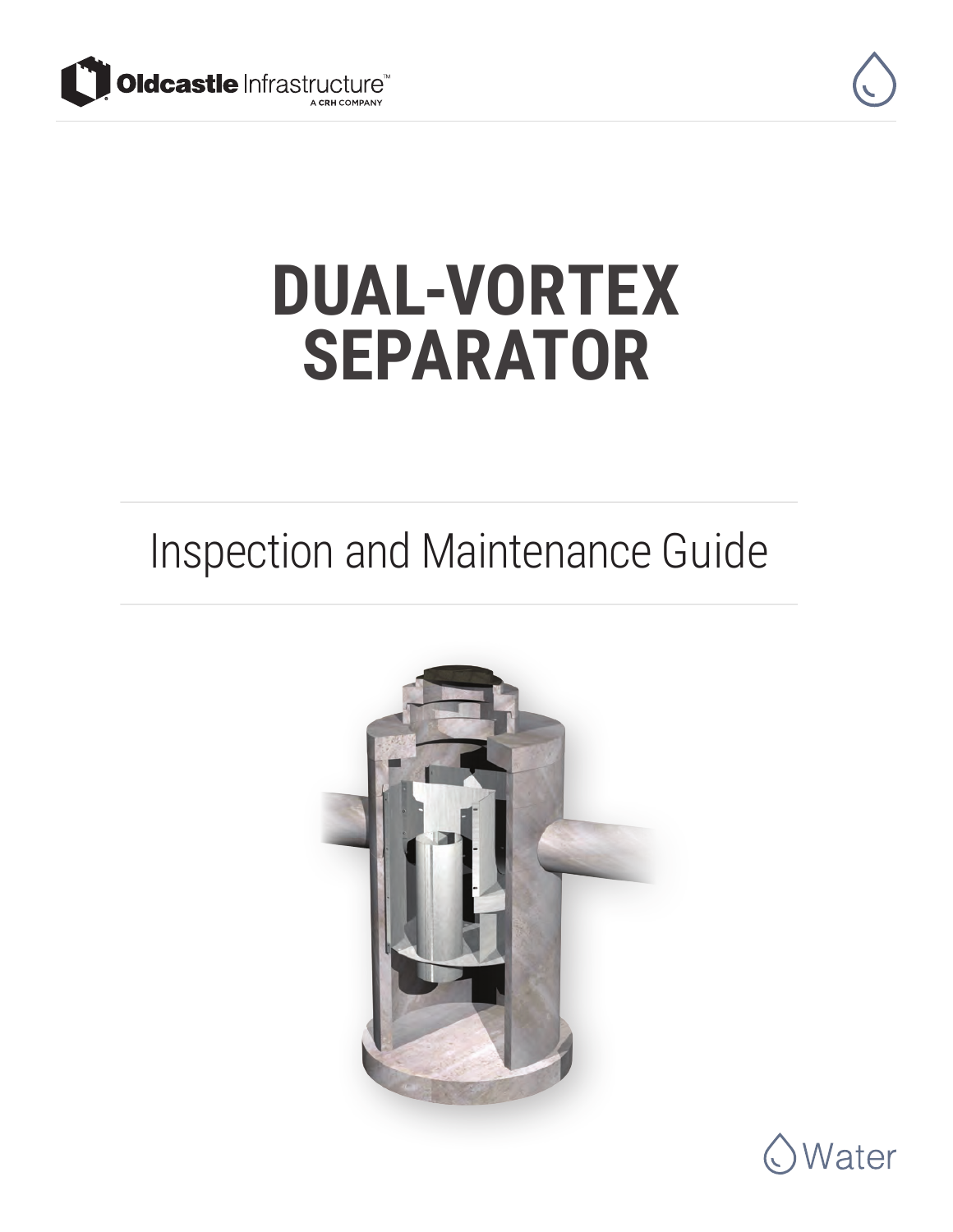# DUAL-VORTEX SEPARATOR

Inspection and Maintenance Guide

Water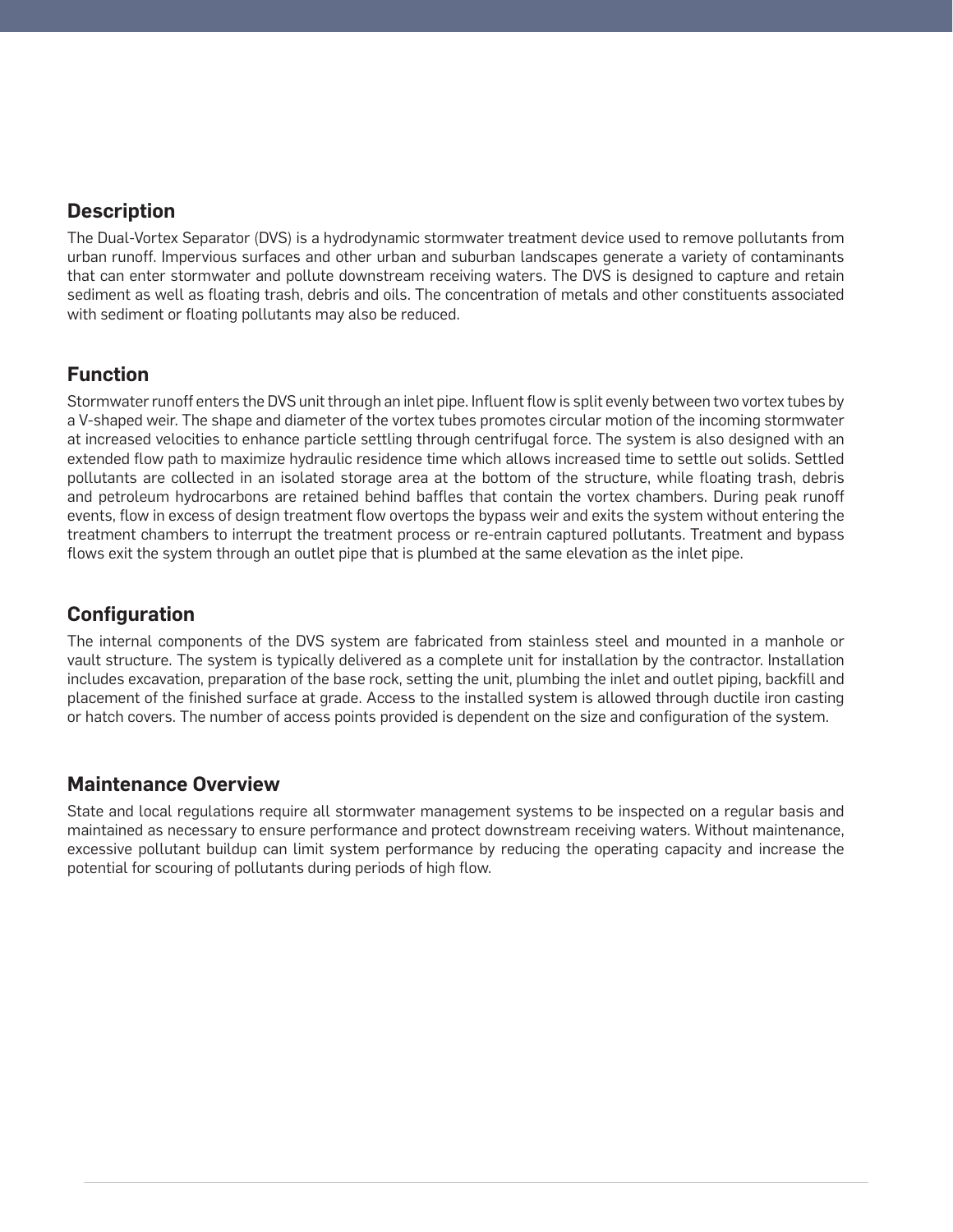## Description

The Dual-Vortex Separator (DVS) is a hydrodynamic stormwater treatment device used to remove pollutants from urban runoff. Impervious surfaces and other urban and suburban landscapes generate a variety of contaminants that can enter stormwater and pollute downstream receiving waters. The DVS is designed to capture and retain sediment as well as floating trash, debris and oils. The concentration of metals and other constituents associated with sediment or floating pollutants may also be reduced.

## Function

Stormwater runoff enters the DVS unit through an inlet pipe. Influent flow is split evenly between two vortex tubes by a V-shaped weir. The shape and diameter of the vortex tubes promotes circular motion of the incoming stormwater at increased velocities to enhance particle settling through centrifugal force. The system is also designed with an extended flow path to maximize hydraulic residence time which allows increased time to settle out solids. Settled pollutants are collected in an isolated storage area at the bottom of the structure, while floating trash, debris and petroleum hydrocarbons are retained behind baffles that contain the vortex chambers. During peak runoff events, flow in excess of design treatment flow overtops the bypass weir and exits the system without entering the treatment chambers to interrupt the treatment process or re-entrain captured pollutants. Treatment and bypass flows exit the system through an outlet pipe that is plumbed at the same elevation as the inlet pipe.

## Configuration

The internal components of the DVS system are fabricated from stainless steel and mounted in a manhole or vault structure. The system is typically delivered as a complete unit for installation by the contractor. Installation includes excavation, preparation of the base rock, setting the unit, plumbing the inlet and outlet piping, backfill and placement of the finished surface at grade. Access to the installed system is allowed through ductile iron casting or hatch covers. The number of access points provided is dependent on the size and configuration of the system.

## Maintenance Overview

State and local regulations require all stormwater management systems to be inspected on a regular basis and maintained as necessary to ensure performance and protect downstream receiving waters. Without maintenance, excessive pollutant buildup can limit system performance by reducing the operating capacity and increase the potential for scouring of pollutants during periods of high flow.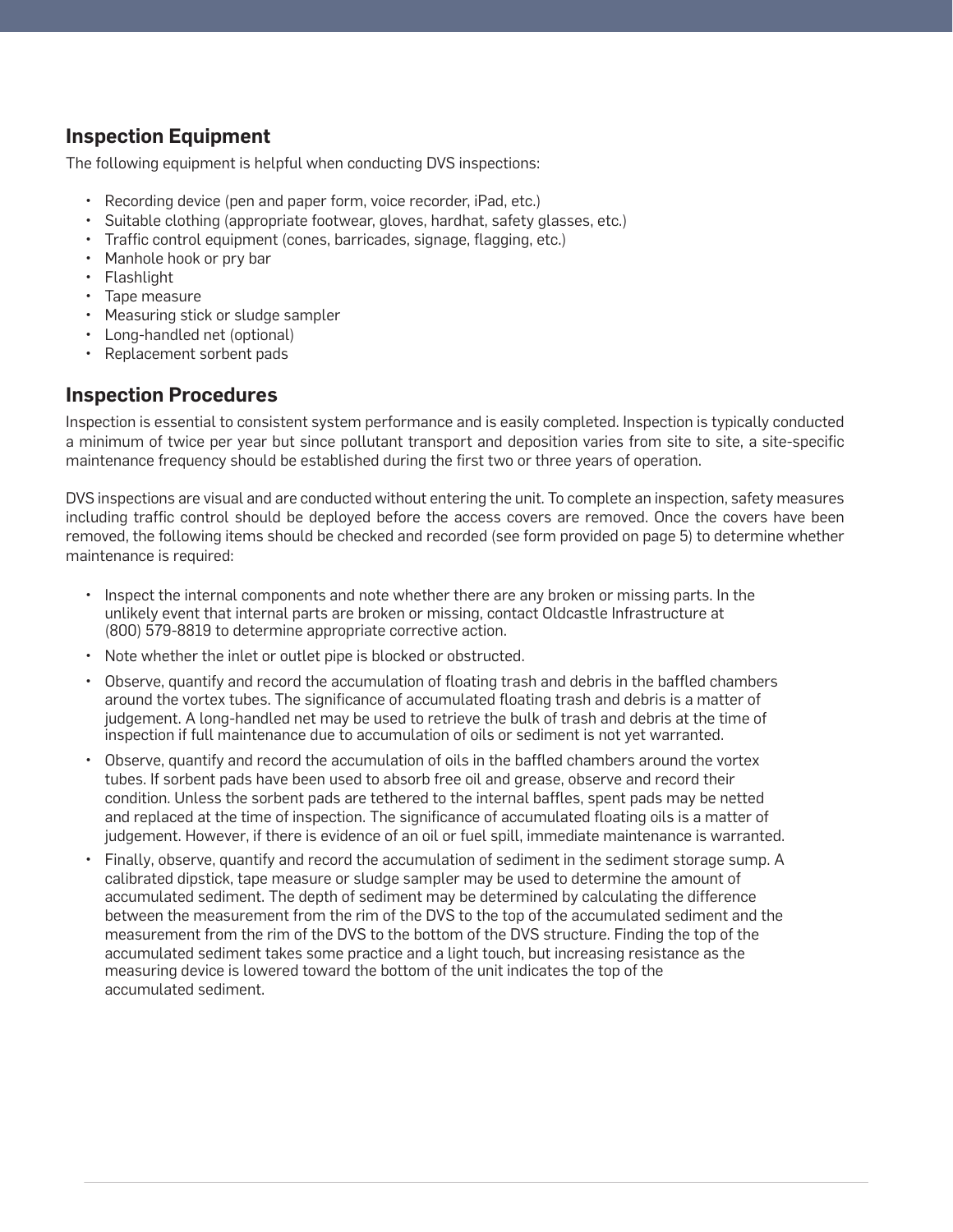## Inspection Equipment

The following equipment is helpful when conducting DVS inspections:

- Recording device (pen and paper form, voice recorder, iPad, etc.)
- Suitable clothing (appropriate footwear, gloves, hardhat, safety glasses, etc.)
- Traffic control equipment (cones, barricades, signage, flagging, etc.)
- Manhole hook or pry bar
- Flashlight
- Tape measure
- Measuring stick or sludge sampler
- Long-handled net (optional)
- Replacement sorbent pads

## Inspection Procedures

Inspection is essential to consistent system performance and is easily completed. Inspection is typically conducted a minimum of twice per year but since pollutant transport and deposition varies from site to site, a site-specific maintenance frequency should be established during the first two or three years of operation.

DVS inspections are visual and are conducted without entering the unit. To complete an inspection, safety measures including traffic control should be deployed before the access covers are removed. Once the covers have been removed, the following items should be checked and recorded (see form provided on page 5) to determine whether maintenance is required:

- Inspect the internal components and note whether there are any broken or missing parts. In the unlikely event that internal parts are broken or missing, contact Oldcastle Infrastructure at (800) 579-8819 to determine appropriate corrective action.
- Note whether the inlet or outlet pipe is blocked or obstructed.
- Observe, quantify and record the accumulation of floating trash and debris in the baffled chambers around the vortex tubes. The significance of accumulated floating trash and debris is a matter of judgement. A long-handled net may be used to retrieve the bulk of trash and debris at the time of inspection if full maintenance due to accumulation of oils or sediment is not yet warranted.
- Observe, quantify and record the accumulation of oils in the baffled chambers around the vortex tubes. If sorbent pads have been used to absorb free oil and grease, observe and record their condition. Unless the sorbent pads are tethered to the internal baffles, spent pads may be netted and replaced at the time of inspection. The significance of accumulated floating oils is a matter of judgement. However, if there is evidence of an oil or fuel spill, immediate maintenance is warranted.
- Finally, observe, quantify and record the accumulation of sediment in the sediment storage sump. A calibrated dipstick, tape measure or sludge sampler may be used to determine the amount of accumulated sediment. The depth of sediment may be determined by calculating the difference between the measurement from the rim of the DVS to the top of the accumulated sediment and the measurement from the rim of the DVS to the bottom of the DVS structure. Finding the top of the accumulated sediment takes some practice and a light touch, but increasing resistance as the measuring device is lowered toward the bottom of the unit indicates the top of the accumulated sediment.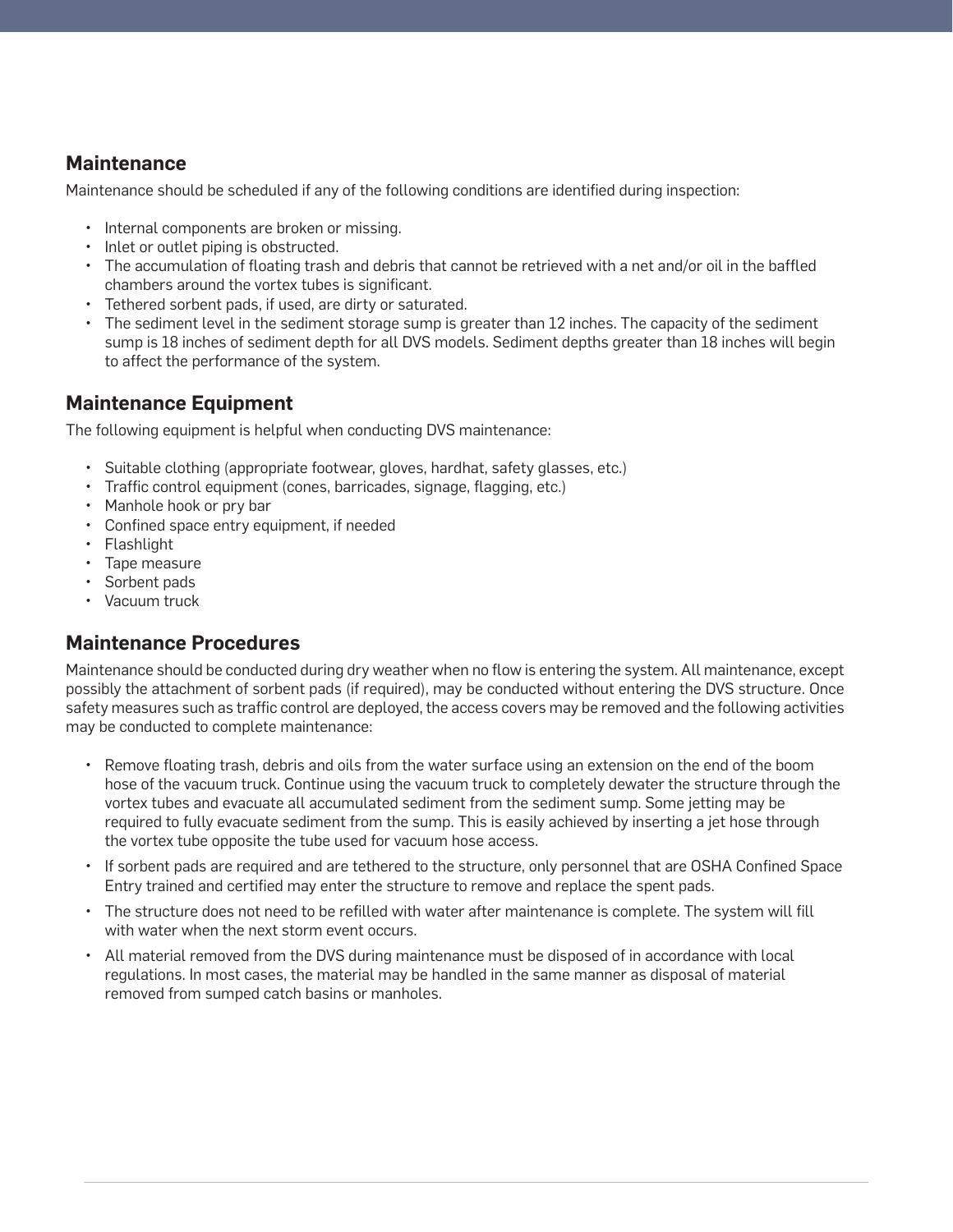## Maintenance

Maintenance should be scheduled if any of the following conditions are identified during inspection:

- Internal components are broken or missing.
- Inlet or outlet piping is obstructed.
- The accumulation of floating trash and debris that cannot be retrieved with a net and/or oil in the baffled chambers around the vortex tubes is significant.
- Tethered sorbent pads, if used, are dirty or saturated.
- The sediment level in the sediment storage sump is greater than 12 inches. The capacity of the sediment sump is 18 inches of sediment depth for all DVS models. Sediment depths greater than 18 inches will begin to affect the performance of the system.

## Maintenance Equipment

The following equipment is helpful when conducting DVS maintenance:

- Suitable clothing (appropriate footwear, gloves, hardhat, safety glasses, etc.)
- Traffic control equipment (cones, barricades, signage, flagging, etc.)
- Manhole hook or pry bar
- Confined space entry equipment, if needed
- Flashlight
- Tape measure
- Sorbent pads
- Vacuum truck

## Maintenance Procedures

Maintenance should be conducted during dry weather when no flow is entering the system. All maintenance, except possibly the attachment of sorbent pads (if required), may be conducted without entering the DVS structure. Once safety measures such as traffic control are deployed, the access covers may be removed and the following activities may be conducted to complete maintenance:

- Remove floating trash, debris and oils from the water surface using an extension on the end of the boom hose of the vacuum truck. Continue using the vacuum truck to completely dewater the structure through the vortex tubes and evacuate all accumulated sediment from the sediment sump. Some jetting may be required to fully evacuate sediment from the sump. This is easily achieved by inserting a jet hose through the vortex tube opposite the tube used for vacuum hose access.
- If sorbent pads are required and are tethered to the structure, only personnel that are OSHA Confined Space Entry trained and certified may enter the structure to remove and replace the spent pads.
- The structure does not need to be refilled with water after maintenance is complete. The system will fill with water when the next storm event occurs.
- All material removed from the DVS during maintenance must be disposed of in accordance with local regulations. In most cases, the material may be handled in the same manner as disposal of material removed from sumped catch basins or manholes.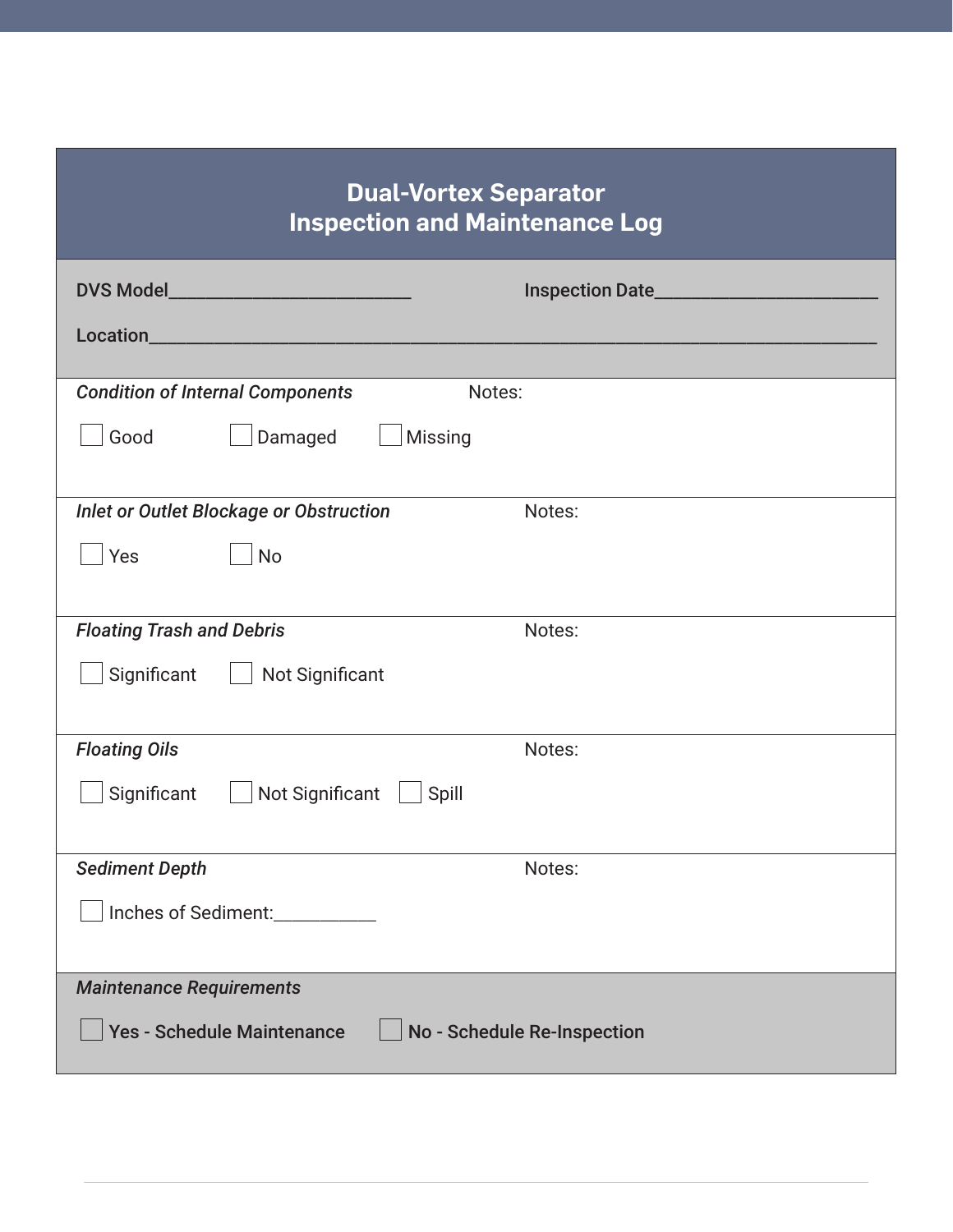# Dual-Vortex Separator
# Inspection and Maintenance Log

**DVS Model**_________________________ **Inspection Date**_______________________

**Location**_____________________________________________________________________________

***Condition of Internal Components*** Notes:

☐ Good ☐ Damaged ☐ Missing

***Inlet or Outlet Blockage or Obstruction*** Notes:

☐ Yes ☐ No

***Floating Trash and Debris*** Notes:

☐ Significant ☐ Not Significant

***Floating Oils*** Notes:

☐ Significant ☐ Not Significant ☐ Spill

***Sediment Depth*** Notes:

☐ Inches of Sediment:___________

***Maintenance Requirements***

☐ **Yes - Schedule Maintenance** ☐ **No - Schedule Re-Inspection**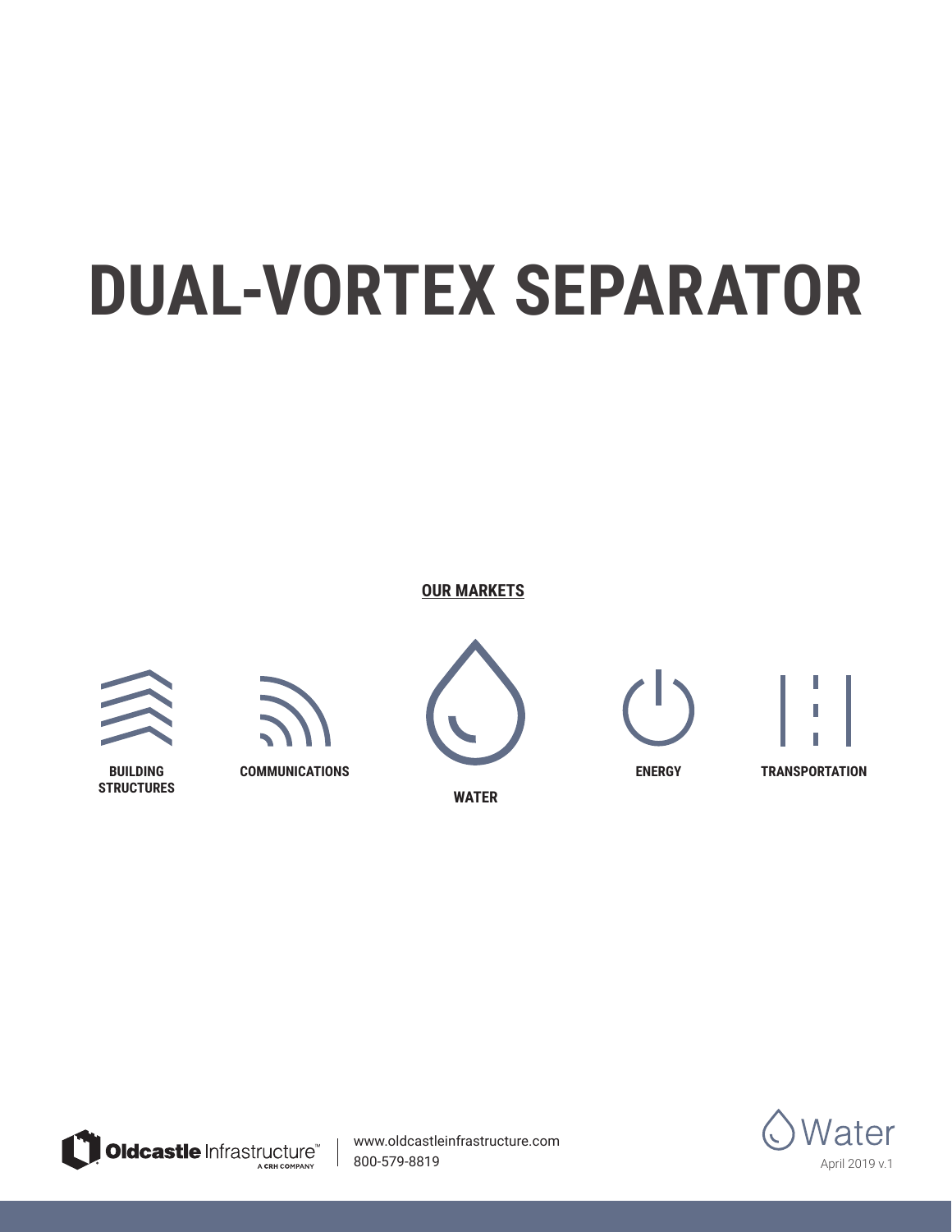# DUAL-VORTEX SEPARATOR

**OUR MARKETS**

BUILDING STRUCTURES

COMMUNICATIONS

WATER

ENERGY

TRANSPORTATION

Oldcastle Infrastructure™ A CRH COMPANY

www.oldcastleinfrastructure.com
800-579-8819

Water
April 2019 v.1